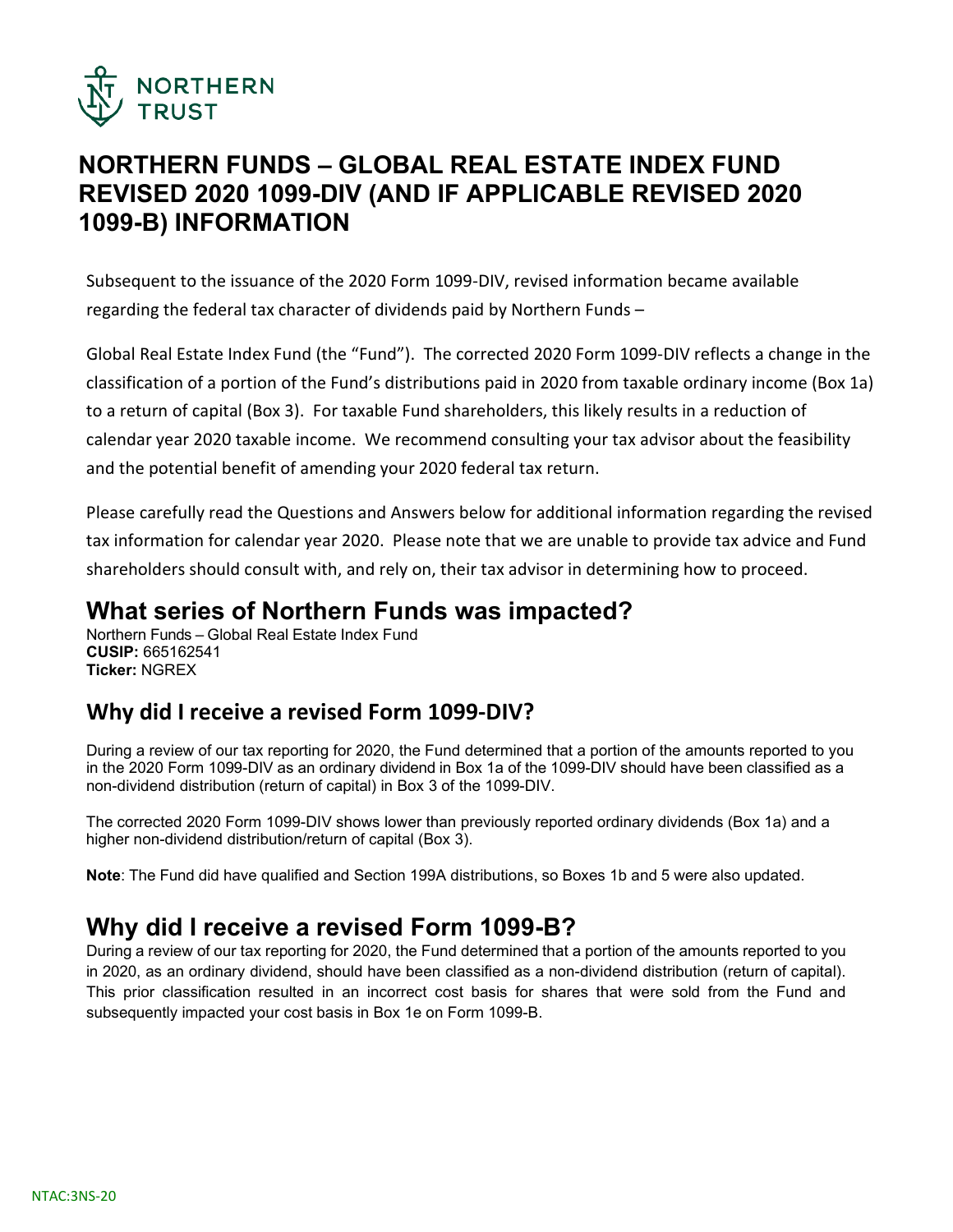# NORTHERN FUNDS – GLOBAL REAL ESTATE INDEX FUND REVISED 2020 1099-DIV (AND IF APPLICABLE REVISED 2020 1099-B) INFORMATION

Subsequent to the issuance of the 2020 Form 1099-DIV, revised information became available regarding the federal tax character of dividends paid by Northern Funds –

Global Real Estate Index Fund (the "Fund"). The corrected 2020 Form 1099-DIV reflects a change in the classification of a portion of the Fund's distributions paid in 2020 from taxable ordinary income (Box 1a) to a return of capital (Box 3). For taxable Fund shareholders, this likely results in a reduction of calendar year 2020 taxable income. We recommend consulting your tax advisor about the feasibility and the potential benefit of amending your 2020 federal tax return.

Please carefully read the Questions and Answers below for additional information regarding the revised tax information for calendar year 2020. Please note that we are unable to provide tax advice and Fund shareholders should consult with, and rely on, their tax advisor in determining how to proceed.

## What series of Northern Funds was impacted?

Northern Funds – Global Real Estate Index Fund
**CUSIP:** 665162541
**Ticker:** NGREX

### Why did I receive a revised Form 1099-DIV?

During a review of our tax reporting for 2020, the Fund determined that a portion of the amounts reported to you in the 2020 Form 1099-DIV as an ordinary dividend in Box 1a of the 1099-DIV should have been classified as a non-dividend distribution (return of capital) in Box 3 of the 1099-DIV.

The corrected 2020 Form 1099-DIV shows lower than previously reported ordinary dividends (Box 1a) and a higher non-dividend distribution/return of capital (Box 3).

**Note**: The Fund did have qualified and Section 199A distributions, so Boxes 1b and 5 were also updated.

## Why did I receive a revised Form 1099-B?

During a review of our tax reporting for 2020, the Fund determined that a portion of the amounts reported to you in 2020, as an ordinary dividend, should have been classified as a non-dividend distribution (return of capital). This prior classification resulted in an incorrect cost basis for shares that were sold from the Fund and subsequently impacted your cost basis in Box 1e on Form 1099-B.

NTAC:3NS-20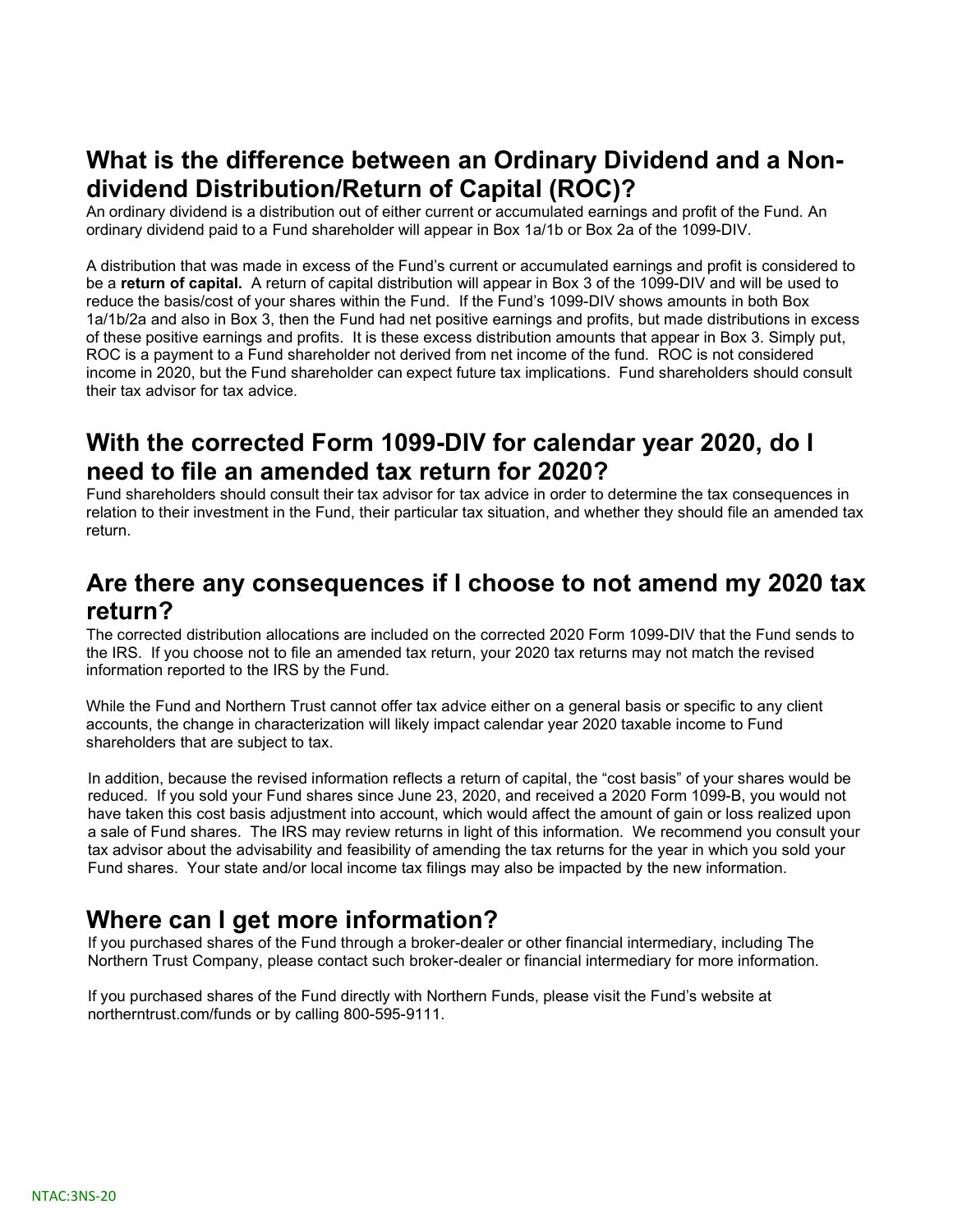## What is the difference between an Ordinary Dividend and a Non-dividend Distribution/Return of Capital (ROC)?

An ordinary dividend is a distribution out of either current or accumulated earnings and profit of the Fund. An ordinary dividend paid to a Fund shareholder will appear in Box 1a/1b or Box 2a of the 1099-DIV.

A distribution that was made in excess of the Fund's current or accumulated earnings and profit is considered to be a **return of capital.** A return of capital distribution will appear in Box 3 of the 1099-DIV and will be used to reduce the basis/cost of your shares within the Fund. If the Fund's 1099-DIV shows amounts in both Box 1a/1b/2a and also in Box 3, then the Fund had net positive earnings and profits, but made distributions in excess of these positive earnings and profits. It is these excess distribution amounts that appear in Box 3. Simply put, ROC is a payment to a Fund shareholder not derived from net income of the fund. ROC is not considered income in 2020, but the Fund shareholder can expect future tax implications. Fund shareholders should consult their tax advisor for tax advice.

## With the corrected Form 1099-DIV for calendar year 2020, do I need to file an amended tax return for 2020?

Fund shareholders should consult their tax advisor for tax advice in order to determine the tax consequences in relation to their investment in the Fund, their particular tax situation, and whether they should file an amended tax return.

## Are there any consequences if I choose to not amend my 2020 tax return?

The corrected distribution allocations are included on the corrected 2020 Form 1099-DIV that the Fund sends to the IRS. If you choose not to file an amended tax return, your 2020 tax returns may not match the revised information reported to the IRS by the Fund.

While the Fund and Northern Trust cannot offer tax advice either on a general basis or specific to any client accounts, the change in characterization will likely impact calendar year 2020 taxable income to Fund shareholders that are subject to tax.

In addition, because the revised information reflects a return of capital, the "cost basis" of your shares would be reduced. If you sold your Fund shares since June 23, 2020, and received a 2020 Form 1099-B, you would not have taken this cost basis adjustment into account, which would affect the amount of gain or loss realized upon a sale of Fund shares. The IRS may review returns in light of this information. We recommend you consult your tax advisor about the advisability and feasibility of amending the tax returns for the year in which you sold your Fund shares. Your state and/or local income tax filings may also be impacted by the new information.

## Where can I get more information?

If you purchased shares of the Fund through a broker-dealer or other financial intermediary, including The Northern Trust Company, please contact such broker-dealer or financial intermediary for more information.

If you purchased shares of the Fund directly with Northern Funds, please visit the Fund's website at northerntrust.com/funds or by calling 800-595-9111.

NTAC:3NS-20